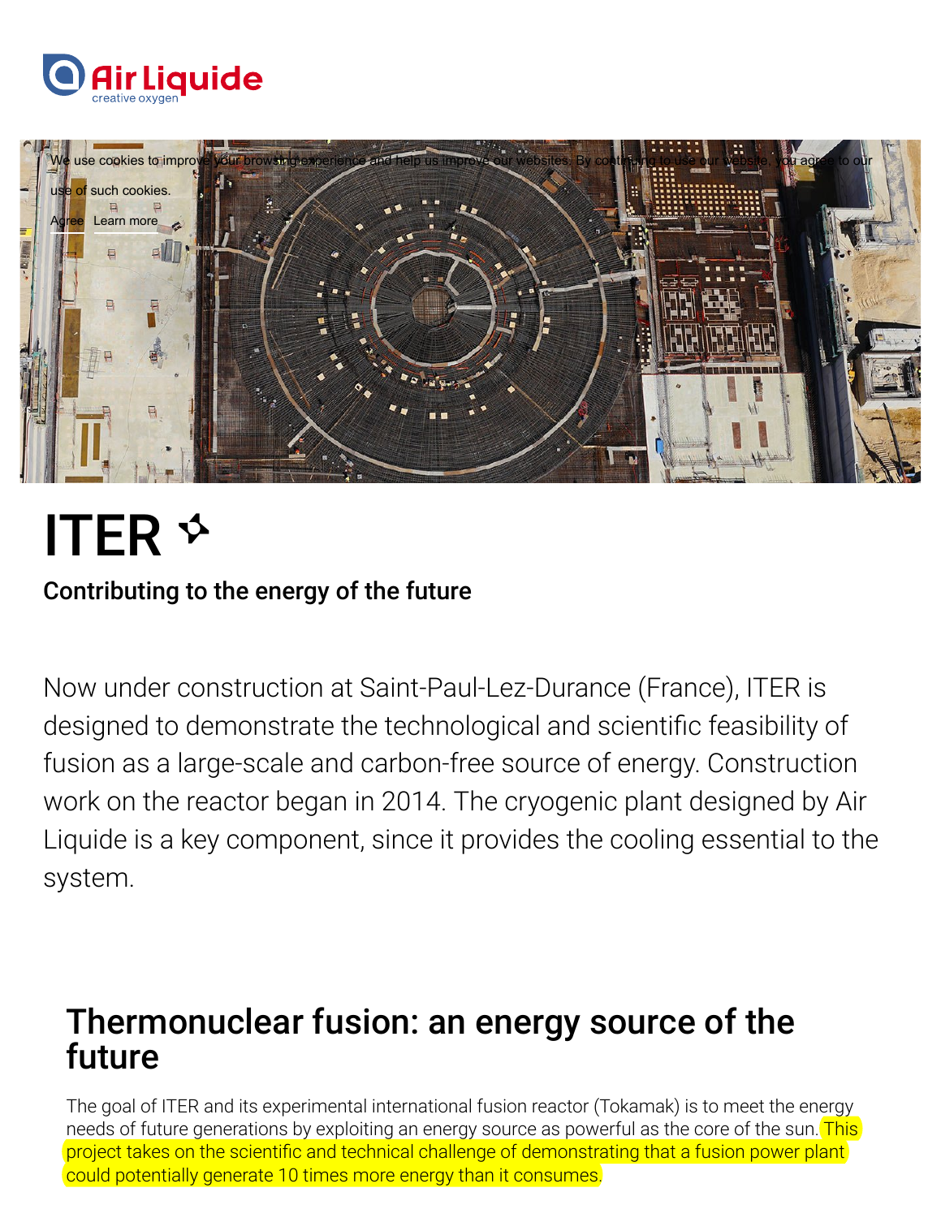# ITER

**Contributing to the energy of the future**

Now under construction at Saint-Paul-Lez-Durance (France), ITER is designed to demonstrate the technological and scientific feasibility of fusion as a large-scale and carbon-free source of energy. Construction work on the reactor began in 2014. The cryogenic plant designed by Air Liquide is a key component, since it provides the cooling essential to the system.

## Thermonuclear fusion: an energy source of the future

The goal of ITER and its experimental international fusion reactor (Tokamak) is to meet the energy needs of future generations by exploiting an energy source as powerful as the core of the sun. This project takes on the scientific and technical challenge of demonstrating that a fusion power plant could potentially generate 10 times more energy than it consumes.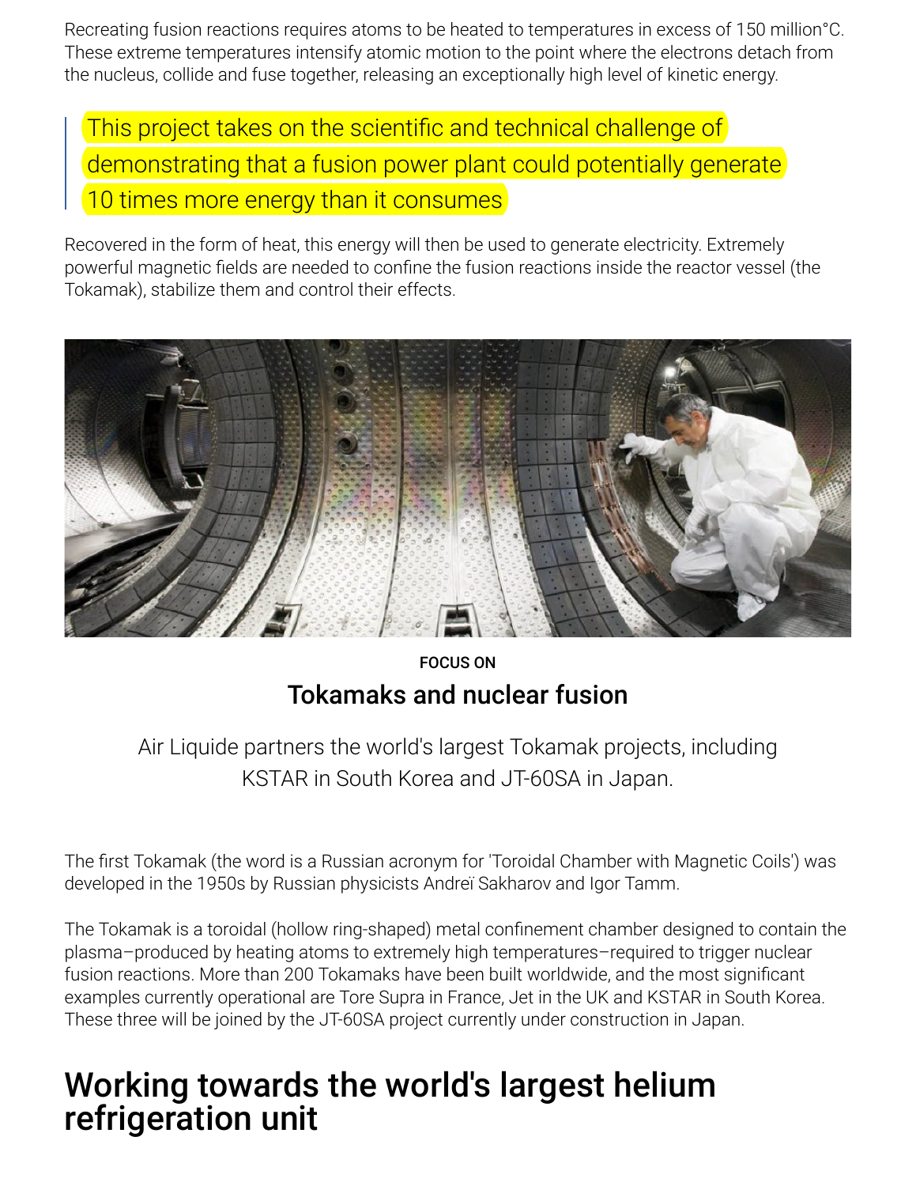Recreating fusion reactions requires atoms to be heated to temperatures in excess of 150 million°C. These extreme temperatures intensify atomic motion to the point where the electrons detach from the nucleus, collide and fuse together, releasing an exceptionally high level of kinetic energy.

> This project takes on the scientific and technical challenge of demonstrating that a fusion power plant could potentially generate 10 times more energy than it consumes

Recovered in the form of heat, this energy will then be used to generate electricity. Extremely powerful magnetic fields are needed to confine the fusion reactions inside the reactor vessel (the Tokamak), stabilize them and control their effects.

FOCUS ON

## Tokamaks and nuclear fusion

Air Liquide partners the world's largest Tokamak projects, including KSTAR in South Korea and JT-60SA in Japan.

The first Tokamak (the word is a Russian acronym for 'Toroidal Chamber with Magnetic Coils') was developed in the 1950s by Russian physicists Andreï Sakharov and Igor Tamm.

The Tokamak is a toroidal (hollow ring-shaped) metal confinement chamber designed to contain the plasma–produced by heating atoms to extremely high temperatures–required to trigger nuclear fusion reactions. More than 200 Tokamaks have been built worldwide, and the most significant examples currently operational are Tore Supra in France, Jet in the UK and KSTAR in South Korea. These three will be joined by the JT-60SA project currently under construction in Japan.

# Working towards the world's largest helium refrigeration unit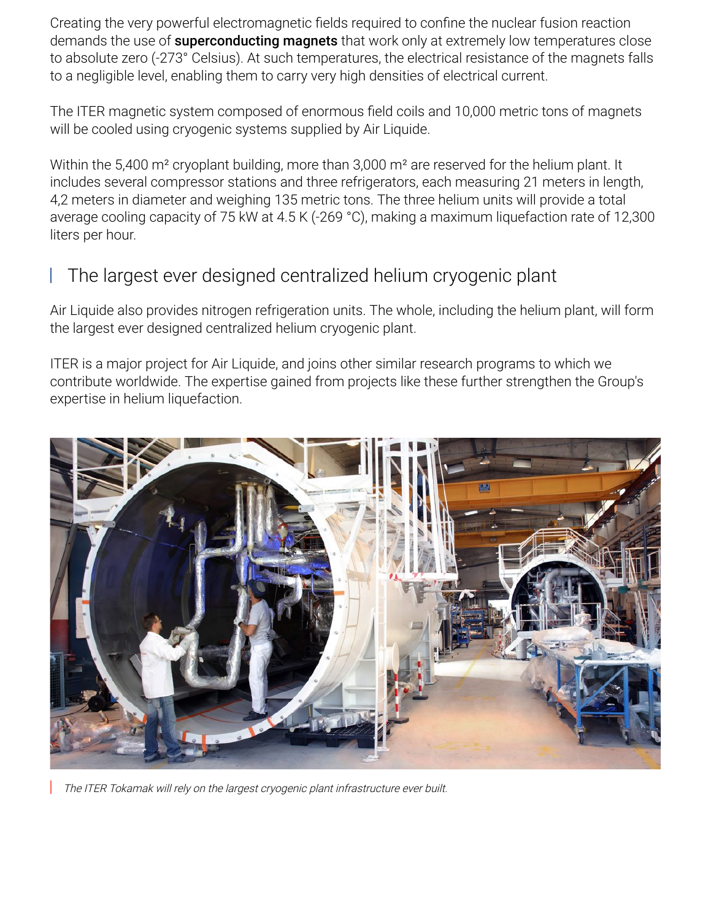Creating the very powerful electromagnetic fields required to confine the nuclear fusion reaction demands the use of **superconducting magnets** that work only at extremely low temperatures close to absolute zero (-273° Celsius). At such temperatures, the electrical resistance of the magnets falls to a negligible level, enabling them to carry very high densities of electrical current.

The ITER magnetic system composed of enormous field coils and 10,000 metric tons of magnets will be cooled using cryogenic systems supplied by Air Liquide.

Within the 5,400 m² cryoplant building, more than 3,000 m² are reserved for the helium plant. It includes several compressor stations and three refrigerators, each measuring 21 meters in length, 4,2 meters in diameter and weighing 135 metric tons. The three helium units will provide a total average cooling capacity of 75 kW at 4.5 K (-269 °C), making a maximum liquefaction rate of 12,300 liters per hour.

## The largest ever designed centralized helium cryogenic plant

Air Liquide also provides nitrogen refrigeration units. The whole, including the helium plant, will form the largest ever designed centralized helium cryogenic plant.

ITER is a major project for Air Liquide, and joins other similar research programs to which we contribute worldwide. The expertise gained from projects like these further strengthen the Group's expertise in helium liquefaction.

*The ITER Tokamak will rely on the largest cryogenic plant infrastructure ever built.*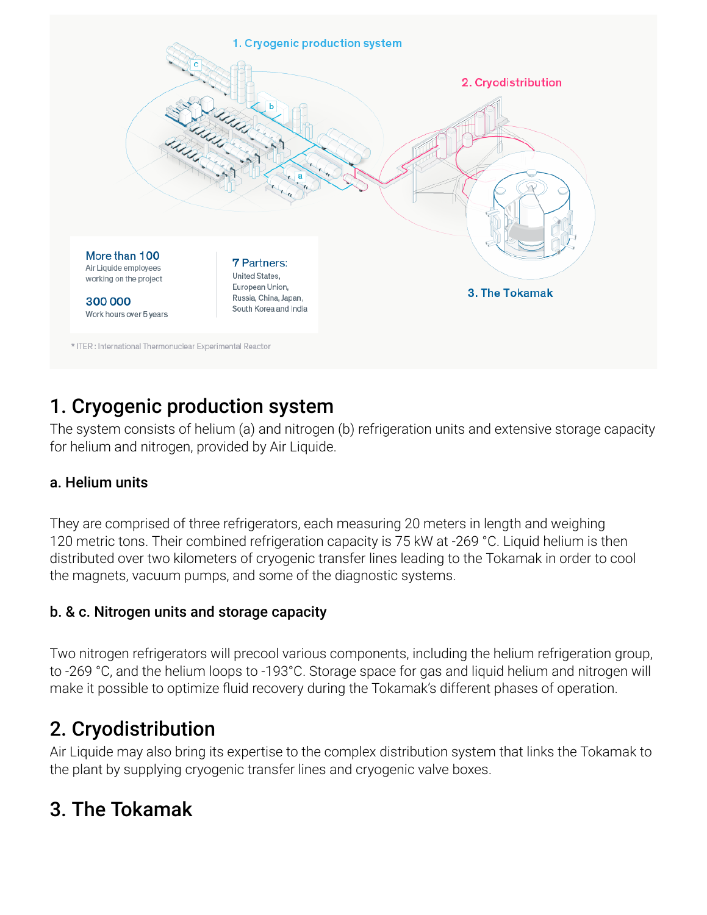1. Cryogenic production system

2. Cryodistribution

3. The Tokamak

More than 100
Air Liquide employees working on the project

300 000
Work hours over 5 years

7 Partners:
United States, European Union, Russia, China, Japan, South Korea and India

* ITER : International Thermonuclear Experimental Reactor

## 1. Cryogenic production system

The system consists of helium (a) and nitrogen (b) refrigeration units and extensive storage capacity for helium and nitrogen, provided by Air Liquide.

### a. Helium units

They are comprised of three refrigerators, each measuring 20 meters in length and weighing 120 metric tons. Their combined refrigeration capacity is 75 kW at -269 °C. Liquid helium is then distributed over two kilometers of cryogenic transfer lines leading to the Tokamak in order to cool the magnets, vacuum pumps, and some of the diagnostic systems.

### b. & c. Nitrogen units and storage capacity

Two nitrogen refrigerators will precool various components, including the helium refrigeration group, to -269 °C, and the helium loops to -193°C. Storage space for gas and liquid helium and nitrogen will make it possible to optimize fluid recovery during the Tokamak's different phases of operation.

## 2. Cryodistribution

Air Liquide may also bring its expertise to the complex distribution system that links the Tokamak to the plant by supplying cryogenic transfer lines and cryogenic valve boxes.

## 3. The Tokamak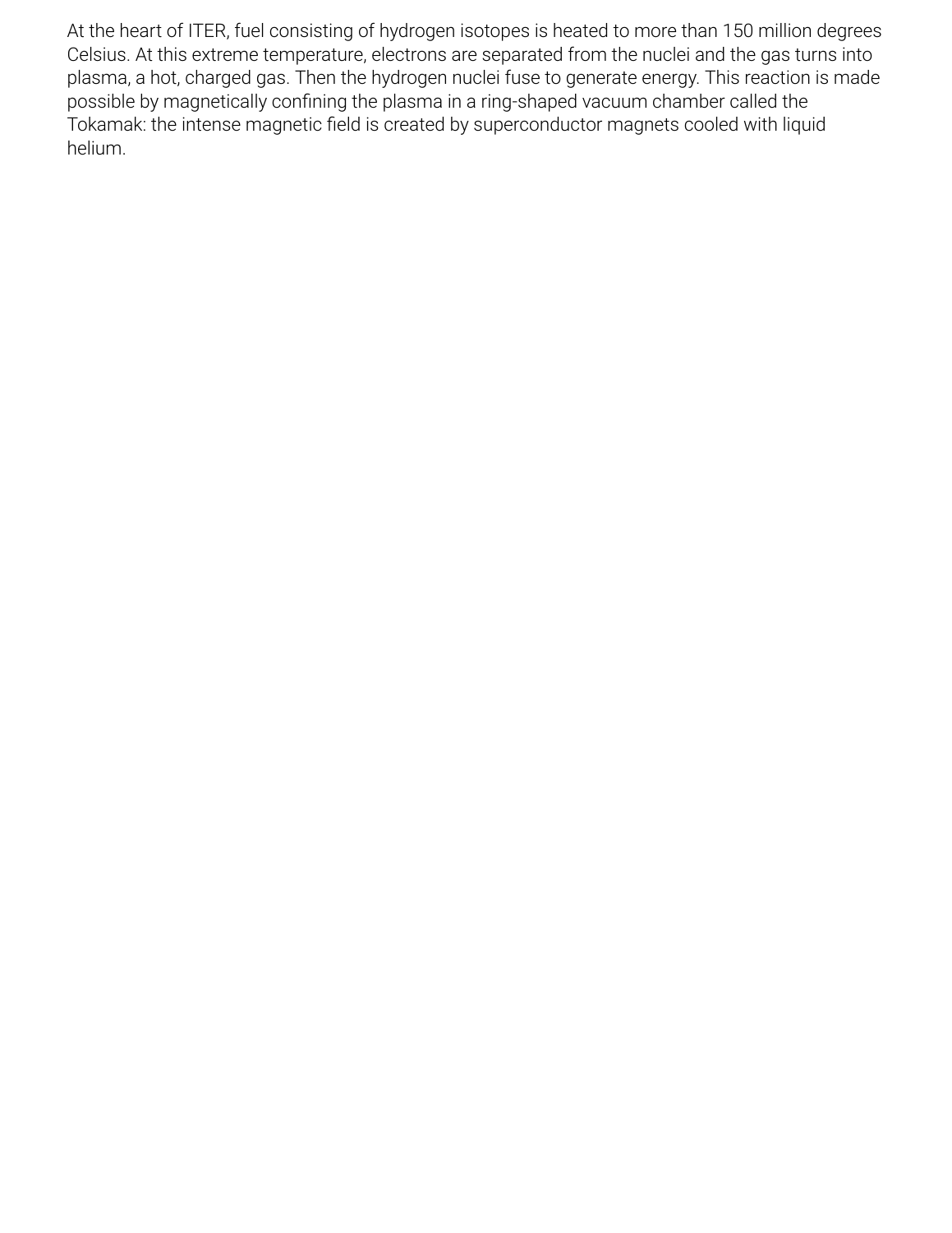At the heart of ITER, fuel consisting of hydrogen isotopes is heated to more than 150 million degrees Celsius. At this extreme temperature, electrons are separated from the nuclei and the gas turns into plasma, a hot, charged gas. Then the hydrogen nuclei fuse to generate energy. This reaction is made possible by magnetically confining the plasma in a ring-shaped vacuum chamber called the Tokamak: the intense magnetic field is created by superconductor magnets cooled with liquid helium.